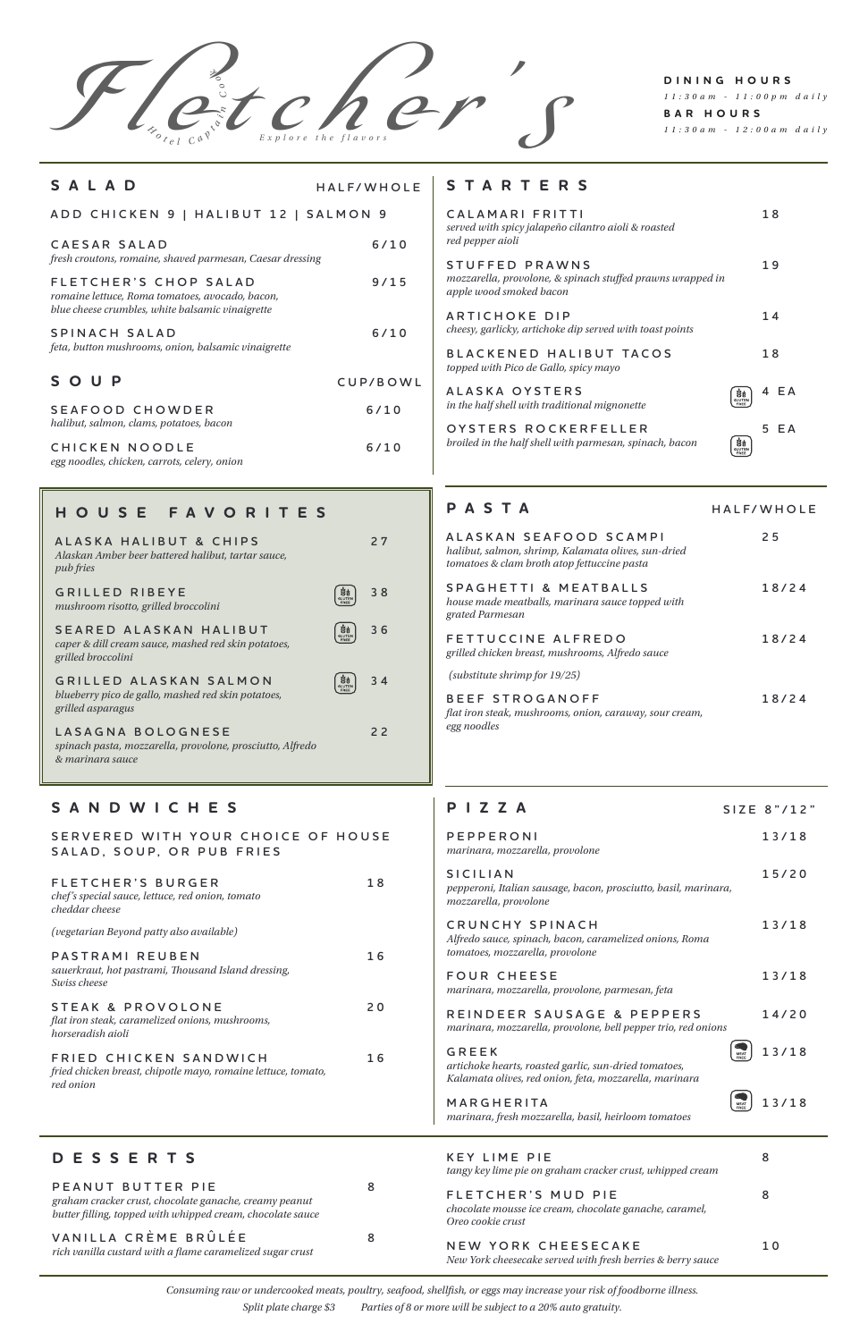# Fletcher's

Hotel Captain Cook

Explore the flavors

**DINING HOURS**
*11:30am - 11:00pm daily*

**BAR HOURS**
*11:30am - 12:00am daily*

## SALAD

HALF/WHOLE

ADD CHICKEN 9 | HALIBUT 12 | SALMON 9

**CAESAR SALAD** — 6/10
*fresh croutons, romaine, shaved parmesan, Caesar dressing*

**FLETCHER'S CHOP SALAD** — 9/15
*romaine lettuce, Roma tomatoes, avocado, bacon, blue cheese crumbles, white balsamic vinaigrette*

**SPINACH SALAD** — 6/10
*feta, button mushrooms, onion, balsamic vinaigrette*

## SOUP

CUP/BOWL

**SEAFOOD CHOWDER** — 6/10
*halibut, salmon, clams, potatoes, bacon*

**CHICKEN NOODLE** — 6/10
*egg noodles, chicken, carrots, celery, onion*

## STARTERS

**CALAMARI FRITTI** — 18
*served with spicy jalapeño cilantro aioli & roasted red pepper aioli*

**STUFFED PRAWNS** — 19
*mozzarella, provolone, & spinach stuffed prawns wrapped in apple wood smoked bacon*

**ARTICHOKE DIP** — 14
*cheesy, garlicky, artichoke dip served with toast points*

**BLACKENED HALIBUT TACOS** — 18
*topped with Pico de Gallo, spicy mayo*

**ALASKA OYSTERS** (Gluten Free) — 4 EA
*in the half shell with traditional mignonette*

**OYSTERS ROCKERFELLER** (Gluten Free) — 5 EA
*broiled in the half shell with parmesan, spinach, bacon*

## HOUSE FAVORITES

**ALASKA HALIBUT & CHIPS** — 27
*Alaskan Amber beer battered halibut, tartar sauce, pub fries*

**GRILLED RIBEYE** (Gluten Free) — 38
*mushroom risotto, grilled broccolini*

**SEARED ALASKAN HALIBUT** (Gluten Free) — 36
*caper & dill cream sauce, mashed red skin potatoes, grilled broccolini*

**GRILLED ALASKAN SALMON** (Gluten Free) — 34
*blueberry pico de gallo, mashed red skin potatoes, grilled asparagus*

**LASAGNA BOLOGNESE** — 22
*spinach pasta, mozzarella, provolone, prosciutto, Alfredo & marinara sauce*

## PASTA

HALF/WHOLE

**ALASKAN SEAFOOD SCAMPI** — 25
*halibut, salmon, shrimp, Kalamata olives, sun-dried tomatoes & clam broth atop fettuccine pasta*

**SPAGHETTI & MEATBALLS** — 18/24
*house made meatballs, marinara sauce topped with grated Parmesan*

**FETTUCCINE ALFREDO** — 18/24
*grilled chicken breast, mushrooms, Alfredo sauce*

*(substitute shrimp for 19/25)*

**BEEF STROGANOFF** — 18/24
*flat iron steak, mushrooms, onion, caraway, sour cream, egg noodles*

## SANDWICHES

SERVERED WITH YOUR CHOICE OF HOUSE SALAD, SOUP, OR PUB FRIES

**FLETCHER'S BURGER** — 18
*chef's special sauce, lettuce, red onion, tomato cheddar cheese*

*(vegetarian Beyond patty also available)*

**PASTRAMI REUBEN** — 16
*sauerkraut, hot pastrami, Thousand Island dressing, Swiss cheese*

**STEAK & PROVOLONE** — 20
*flat iron steak, caramelized onions, mushrooms, horseradish aioli*

**FRIED CHICKEN SANDWICH** — 16
*fried chicken breast, chipotle mayo, romaine lettuce, tomato, red onion*

## PIZZA

SIZE 8"/12"

**PEPPERONI** — 13/18
*marinara, mozzarella, provolone*

**SICILIAN** — 15/20
*pepperoni, Italian sausage, bacon, prosciutto, basil, marinara, mozzarella, provolone*

**CRUNCHY SPINACH** — 13/18
*Alfredo sauce, spinach, bacon, caramelized onions, Roma tomatoes, mozzarella, provolone*

**FOUR CHEESE** — 13/18
*marinara, mozzarella, provolone, parmesan, feta*

**REINDEER SAUSAGE & PEPPERS** — 14/20
*marinara, mozzarella, provolone, bell pepper trio, red onions*

**GREEK** (Meat Free) — 13/18
*artichoke hearts, roasted garlic, sun-dried tomatoes, Kalamata olives, red onion, feta, mozzarella, marinara*

**MARGHERITA** (Meat Free) — 13/18
*marinara, fresh mozzarella, basil, heirloom tomatoes*

## DESSERTS

**PEANUT BUTTER PIE** — 8
*graham cracker crust, chocolate ganache, creamy peanut butter filling, topped with whipped cream, chocolate sauce*

**VANILLA CRÈME BRÛLÉE** — 8
*rich vanilla custard with a flame caramelized sugar crust*

**KEY LIME PIE** — 8
*tangy key lime pie on graham cracker crust, whipped cream*

**FLETCHER'S MUD PIE** — 8
*chocolate mousse ice cream, chocolate ganache, caramel, Oreo cookie crust*

**NEW YORK CHEESECAKE** — 10
*New York cheesecake served with fresh berries & berry sauce*

*Consuming raw or undercooked meats, poultry, seafood, shellfish, or eggs may increase your risk of foodborne illness.*

*Split plate charge $3* *Parties of 8 or more will be subject to a 20% auto gratuity.*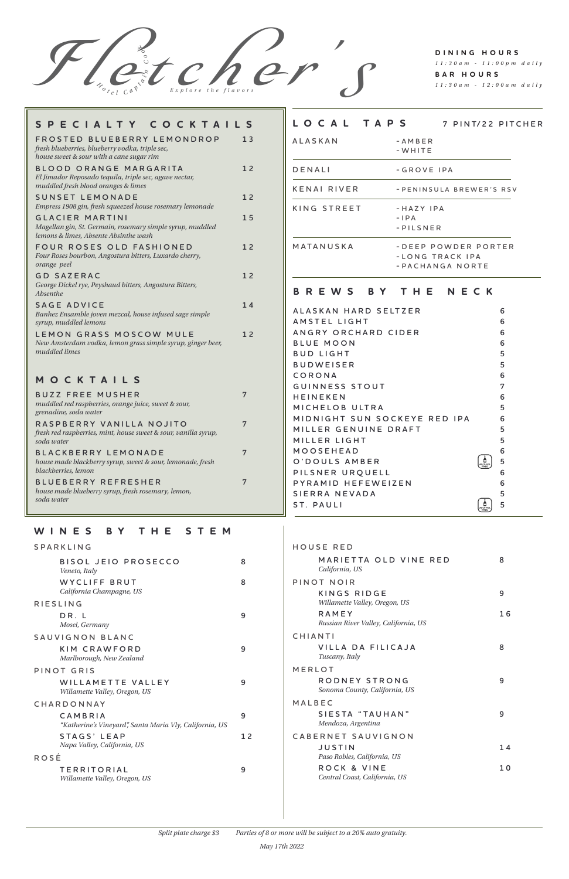# Fletcher's

Hotel Captain Cook — Explore the flavors

**DINING HOURS**
*11:30am - 11:00pm daily*
**BAR HOURS**
*11:30am - 12:00am daily*

## SPECIALTY COCKTAILS

| | |
|---|---|
| **FROSTED BLUEBERRY LEMONDROP**<br>*fresh blueberries, blueberry vodka, triple sec, house sweet & sour with a cane sugar rim* | 13 |
| **BLOOD ORANGE MARGARITA**<br>*El Jimador Reposado tequila, triple sec, agave nectar, muddled fresh blood oranges & limes* | 12 |
| **SUNSET LEMONADE**<br>*Empress 1908 gin, fresh squeezed house rosemary lemonade* | 12 |
| **GLACIER MARTINI**<br>*Magellan gin, St. Germain, rosemary simple syrup, muddled lemons & limes, Absente Absinthe wash* | 15 |
| **FOUR ROSES OLD FASHIONED**<br>*Four Roses bourbon, Angostura bitters, Luxardo cherry, orange peel* | 12 |
| **GD SAZERAC**<br>*George Dickel rye, Peyshaud bitters, Angostura Bitters, Absenthe* | 12 |
| **SAGE ADVICE**<br>*Banhez Ensamble joven mezcal, house infused sage simple syrup, muddled lemons* | 14 |
| **LEMON GRASS MOSCOW MULE**<br>*New Amsterdam vodka, lemon grass simple syrup, ginger beer, muddled limes* | 12 |

## MOCKTAILS

| | |
|---|---|
| **BUZZ FREE MUSHER**<br>*muddled red raspberries, orange juice, sweet & sour, grenadine, soda water* | 7 |
| **RASPBERRY VANILLA NOJITO**<br>*fresh red raspberries, mint, house sweet & sour, vanilla syrup, soda water* | 7 |
| **BLACKBERRY LEMONADE**<br>*house made blackberry syrup, sweet & sour, lemonade, fresh blackberries, lemon* | 7 |
| **BLUEBERRY REFRESHER**<br>*house made blueberry syrup, fresh rosemary, lemon, soda water* | 7 |

## LOCAL TAPS — 7 PINT/22 PITCHER

| | |
|---|---|
| ALASKAN | - AMBER<br>- WHITE |
| DENALI | - GROVE IPA |
| KENAI RIVER | - PENINSULA BREWER'S RSV |
| KING STREET | - HAZY IPA<br>- IPA<br>- PILSNER |
| MATANUSKA | - DEEP POWDER PORTER<br>- LONG TRACK IPA<br>- PACHANGA NORTE |

## BREWS BY THE NECK

| | |
|---|---|
| ALASKAN HARD SELTZER | 6 |
| AMSTEL LIGHT | 6 |
| ANGRY ORCHARD CIDER | 6 |
| BLUE MOON | 6 |
| BUD LIGHT | 5 |
| BUDWEISER | 5 |
| CORONA | 6 |
| GUINNESS STOUT | 7 |
| HEINEKEN | 6 |
| MICHELOB ULTRA | 5 |
| MIDNIGHT SUN SOCKEYE RED IPA | 6 |
| MILLER GENUINE DRAFT | 5 |
| MILLER LIGHT | 5 |
| MOOSEHEAD | 6 |
| O'DOULS AMBER (ALCOHOL FREE) | 5 |
| PILSNER URQUELL | 6 |
| PYRAMID HEFEWEIZEN | 6 |
| SIERRA NEVADA | 5 |
| ST. PAULI (ALCOHOL FREE) | 5 |

## WINES BY THE STEM

### SPARKLING

| | |
|---|---|
| **BISOL JEIO PROSECCO**<br>*Veneto, Italy* | 8 |
| **WYCLIFF BRUT**<br>*California Champagne, US* | 8 |

### RIESLING

| | |
|---|---|
| **DR. L**<br>*Mosel, Germany* | 9 |

### SAUVIGNON BLANC

| | |
|---|---|
| **KIM CRAWFORD**<br>*Marlborough, New Zealand* | 9 |

### PINOT GRIS

| | |
|---|---|
| **WILLAMETTE VALLEY**<br>*Willamette Valley, Oregon, US* | 9 |

### CHARDONNAY

| | |
|---|---|
| **CAMBRIA**<br>*"Katherine's Vineyard", Santa Maria Vly, California, US* | 9 |
| **STAGS' LEAP**<br>*Napa Valley, California, US* | 12 |

### ROSÉ

| | |
|---|---|
| **TERRITORIAL**<br>*Willamette Valley, Oregon, US* | 9 |

### HOUSE RED

| | |
|---|---|
| **MARIETTA OLD VINE RED**<br>*California, US* | 8 |

### PINOT NOIR

| | |
|---|---|
| **KINGS RIDGE**<br>*Willamette Valley, Oregon, US* | 9 |
| **RAMEY**<br>*Russian River Valley, California, US* | 16 |

### CHIANTI

| | |
|---|---|
| **VILLA DA FILICAJA**<br>*Tuscany, Italy* | 8 |

### MERLOT

| | |
|---|---|
| **RODNEY STRONG**<br>*Sonoma County, California, US* | 9 |

### MALBEC

| | |
|---|---|
| **SIESTA "TAUHAN"**<br>*Mendoza, Argentina* | 9 |

### CABERNET SAUVIGNON

| | |
|---|---|
| **JUSTIN**<br>*Paso Robles, California, US* | 14 |
| **ROCK & VINE**<br>*Central Coast, California, US* | 10 |

*Split plate charge $3* *Parties of 8 or more will be subject to a 20% auto gratuity.*

*May 17th 2022*